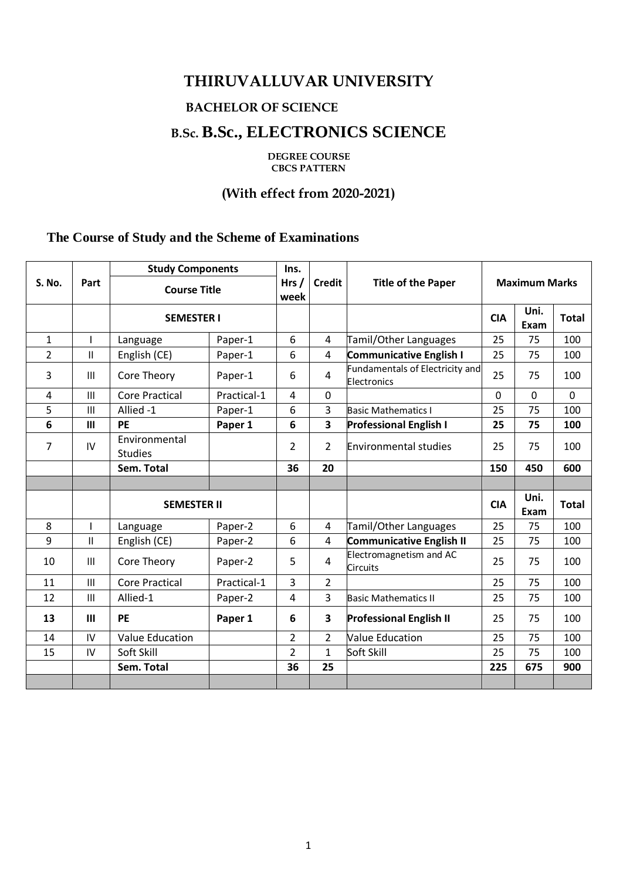# THIRUVALLUVAR UNIVERSITY

## BACHELOR OF SCIENCE

## B.Sc. B.Sc., ELECTRONICS SCIENCE

**DEGREE COURSE**
**CBCS PATTERN**

### (With effect from 2020-2021)

### The Course of Study and the Scheme of Examinations

| S. No. | Part | Study Components<br>Course Title | | Ins. Hrs / week | Credit | Title of the Paper | Maximum Marks | | |
|---|---|---|---|---|---|---|---|---|---|
| | | **SEMESTER I** | | | | | **CIA** | **Uni. Exam** | **Total** |
| 1 | I | Language | Paper-1 | 6 | 4 | Tamil/Other Languages | 25 | 75 | 100 |
| 2 | II | English (CE) | Paper-1 | 6 | 4 | **Communicative English I** | 25 | 75 | 100 |
| 3 | III | Core Theory | Paper-1 | 6 | 4 | Fundamentals of Electricity and Electronics | 25 | 75 | 100 |
| 4 | III | Core Practical | Practical-1 | 4 | 0 | | 0 | 0 | 0 |
| 5 | III | Allied -1 | Paper-1 | 6 | 3 | Basic Mathematics I | 25 | 75 | 100 |
| **6** | **III** | **PE** | **Paper 1** | **6** | **3** | **Professional English I** | **25** | **75** | **100** |
| 7 | IV | Environmental Studies | | 2 | 2 | Environmental studies | 25 | 75 | 100 |
| | | **Sem. Total** | | **36** | **20** | | **150** | **450** | **600** |
| | | | | | | | | | |
| | | **SEMESTER II** | | | | | **CIA** | **Uni. Exam** | **Total** |
| 8 | I | Language | Paper-2 | 6 | 4 | Tamil/Other Languages | 25 | 75 | 100 |
| 9 | II | English (CE) | Paper-2 | 6 | 4 | **Communicative English II** | 25 | 75 | 100 |
| 10 | III | Core Theory | Paper-2 | 5 | 4 | Electromagnetism and AC Circuits | 25 | 75 | 100 |
| 11 | III | Core Practical | Practical-1 | 3 | 2 | | 25 | 75 | 100 |
| 12 | III | Allied-1 | Paper-2 | 4 | 3 | Basic Mathematics II | 25 | 75 | 100 |
| **13** | **III** | **PE** | **Paper 1** | **6** | **3** | **Professional English II** | 25 | 75 | 100 |
| 14 | IV | Value Education | | 2 | 2 | Value Education | 25 | 75 | 100 |
| 15 | IV | Soft Skill | | 2 | 1 | Soft Skill | 25 | 75 | 100 |
| | | **Sem. Total** | | **36** | **25** | | **225** | **675** | **900** |
| | | | | | | | | | |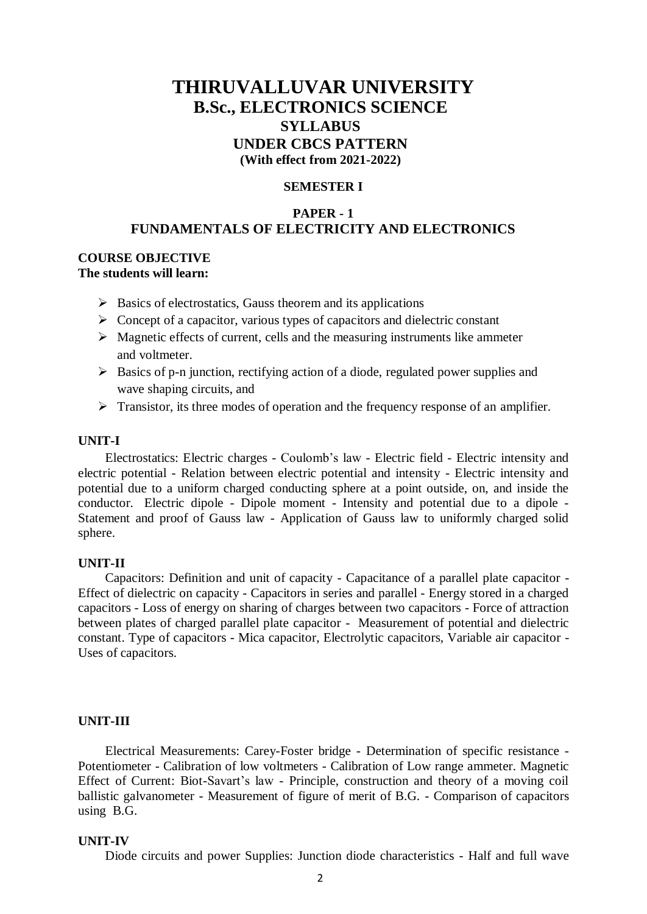# THIRUVALLUVAR UNIVERSITY
## B.Sc., ELECTRONICS SCIENCE
## SYLLABUS
## UNDER CBCS PATTERN
**(With effect from 2021-2022)**

**SEMESTER I**

**PAPER - 1**
**FUNDAMENTALS OF ELECTRICITY AND ELECTRONICS**

**COURSE OBJECTIVE**
**The students will learn:**

- Basics of electrostatics, Gauss theorem and its applications
- Concept of a capacitor, various types of capacitors and dielectric constant
- Magnetic effects of current, cells and the measuring instruments like ammeter and voltmeter.
- Basics of p-n junction, rectifying action of a diode, regulated power supplies and wave shaping circuits, and
- Transistor, its three modes of operation and the frequency response of an amplifier.

**UNIT-I**

Electrostatics: Electric charges - Coulomb's law - Electric field - Electric intensity and electric potential - Relation between electric potential and intensity - Electric intensity and potential due to a uniform charged conducting sphere at a point outside, on, and inside the conductor. Electric dipole - Dipole moment - Intensity and potential due to a dipole - Statement and proof of Gauss law - Application of Gauss law to uniformly charged solid sphere.

**UNIT-II**

Capacitors: Definition and unit of capacity - Capacitance of a parallel plate capacitor - Effect of dielectric on capacity - Capacitors in series and parallel - Energy stored in a charged capacitors - Loss of energy on sharing of charges between two capacitors - Force of attraction between plates of charged parallel plate capacitor - Measurement of potential and dielectric constant. Type of capacitors - Mica capacitor, Electrolytic capacitors, Variable air capacitor - Uses of capacitors.

**UNIT-III**

Electrical Measurements: Carey-Foster bridge - Determination of specific resistance - Potentiometer - Calibration of low voltmeters - Calibration of Low range ammeter. Magnetic Effect of Current: Biot-Savart's law - Principle, construction and theory of a moving coil ballistic galvanometer - Measurement of figure of merit of B.G. - Comparison of capacitors using B.G.

**UNIT-IV**

Diode circuits and power Supplies: Junction diode characteristics - Half and full wave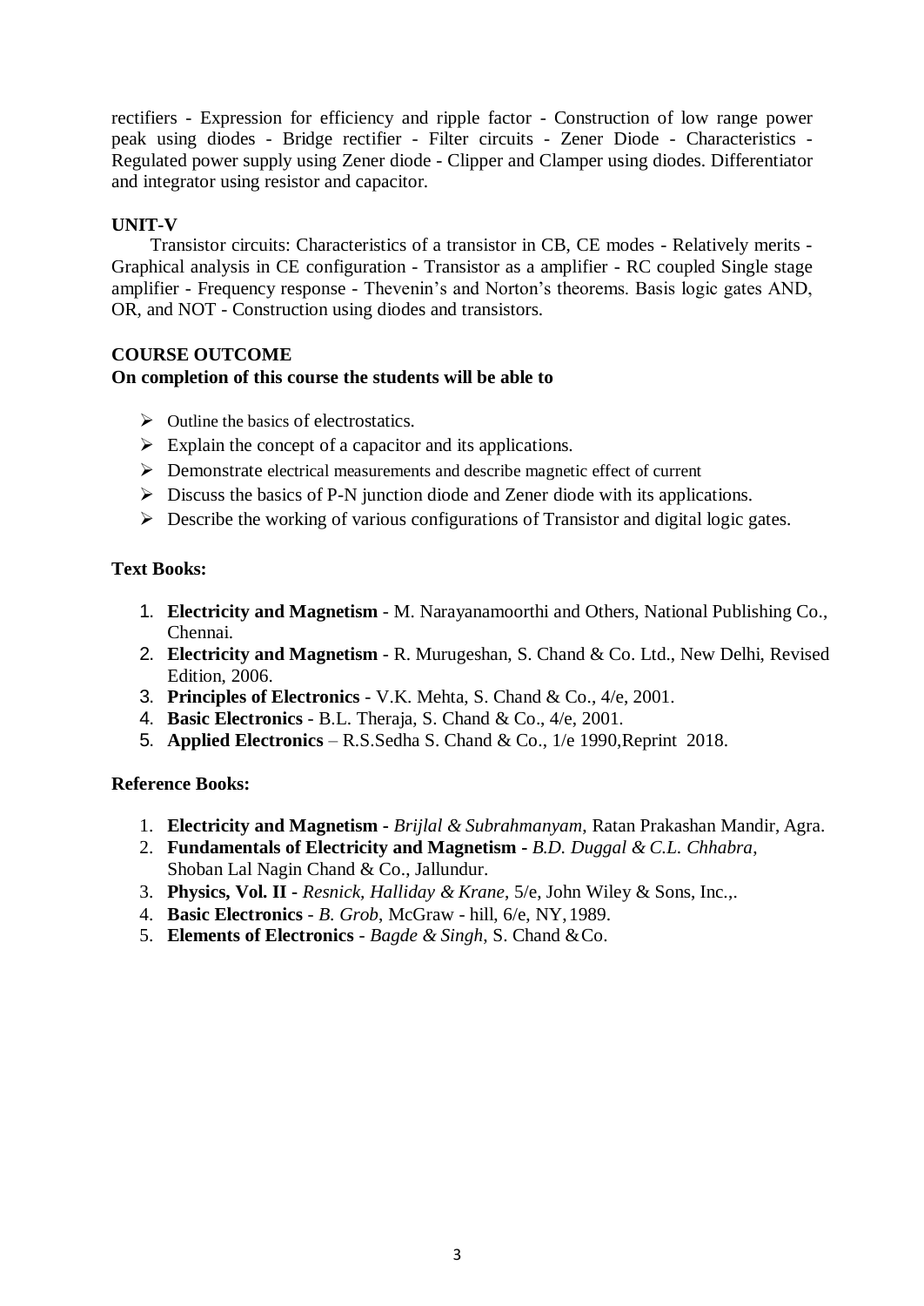rectifiers - Expression for efficiency and ripple factor - Construction of low range power peak using diodes - Bridge rectifier - Filter circuits - Zener Diode - Characteristics - Regulated power supply using Zener diode - Clipper and Clamper using diodes. Differentiator and integrator using resistor and capacitor.

**UNIT-V**

Transistor circuits: Characteristics of a transistor in CB, CE modes - Relatively merits - Graphical analysis in CE configuration - Transistor as a amplifier - RC coupled Single stage amplifier - Frequency response - Thevenin's and Norton's theorems. Basis logic gates AND, OR, and NOT - Construction using diodes and transistors.

**COURSE OUTCOME**

**On completion of this course the students will be able to**

- Outline the basics of electrostatics.
- Explain the concept of a capacitor and its applications.
- Demonstrate electrical measurements and describe magnetic effect of current
- Discuss the basics of P-N junction diode and Zener diode with its applications.
- Describe the working of various configurations of Transistor and digital logic gates.

**Text Books:**

1. **Electricity and Magnetism** - M. Narayanamoorthi and Others, National Publishing Co., Chennai.
2. **Electricity and Magnetism** - R. Murugeshan, S. Chand & Co. Ltd., New Delhi, Revised Edition, 2006.
3. **Principles of Electronics** - V.K. Mehta, S. Chand & Co., 4/e, 2001.
4. **Basic Electronics** - B.L. Theraja, S. Chand & Co., 4/e, 2001.
5. **Applied Electronics** – R.S.Sedha S. Chand & Co., 1/e 1990,Reprint 2018.

**Reference Books:**

1. **Electricity and Magnetism** - *Brijlal & Subrahmanyam*, Ratan Prakashan Mandir, Agra.
2. **Fundamentals of Electricity and Magnetism** - *B.D. Duggal & C.L. Chhabra*, Shoban Lal Nagin Chand & Co., Jallundur.
3. **Physics, Vol. II** - *Resnick, Halliday & Krane*, 5/e, John Wiley & Sons, Inc.,.
4. **Basic Electronics** - *B. Grob*, McGraw - hill, 6/e, NY, 1989.
5. **Elements of Electronics** - *Bagde & Singh*, S. Chand & Co.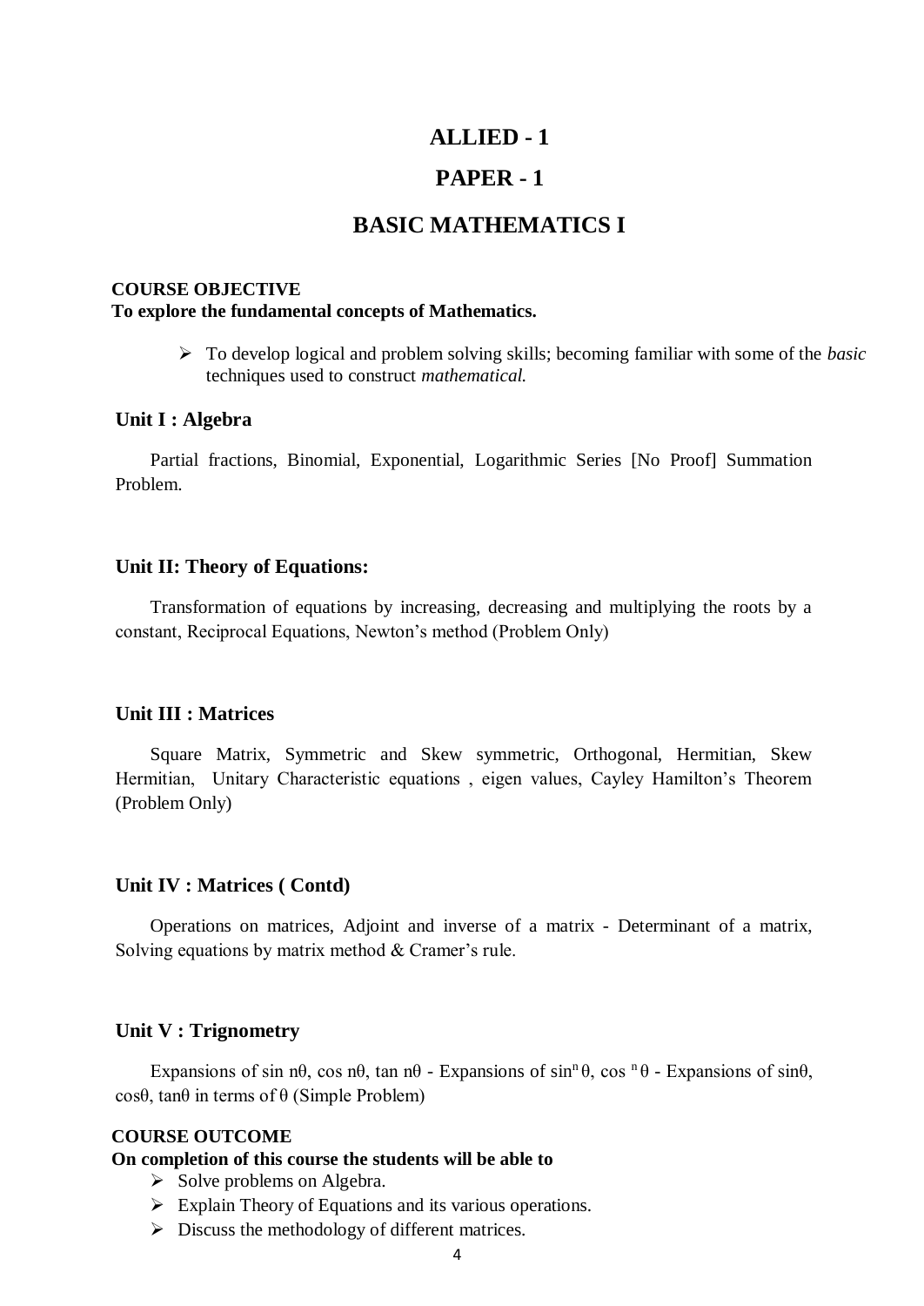# ALLIED - 1

# PAPER - 1

# BASIC MATHEMATICS I

**COURSE OBJECTIVE**

**To explore the fundamental concepts of Mathematics.**

- To develop logical and problem solving skills; becoming familiar with some of the *basic* techniques used to construct *mathematical.*

### Unit I : Algebra

Partial fractions, Binomial, Exponential, Logarithmic Series [No Proof] Summation Problem.

### Unit II: Theory of Equations:

Transformation of equations by increasing, decreasing and multiplying the roots by a constant, Reciprocal Equations, Newton's method (Problem Only)

### Unit III : Matrices

Square Matrix, Symmetric and Skew symmetric, Orthogonal, Hermitian, Skew Hermitian, Unitary Characteristic equations , eigen values, Cayley Hamilton's Theorem (Problem Only)

### Unit IV : Matrices ( Contd)

Operations on matrices, Adjoint and inverse of a matrix - Determinant of a matrix, Solving equations by matrix method & Cramer's rule.

### Unit V : Trignometry

Expansions of $\sin n\theta$, $\cos n\theta$, $\tan n\theta$ - Expansions of $\sin^n \theta$, $\cos^n \theta$ - Expansions of $\sin\theta$, $\cos\theta$, $\tan\theta$ in terms of $\theta$ (Simple Problem)

**COURSE OUTCOME**

**On completion of this course the students will be able to**

- Solve problems on Algebra.
- Explain Theory of Equations and its various operations.
- Discuss the methodology of different matrices.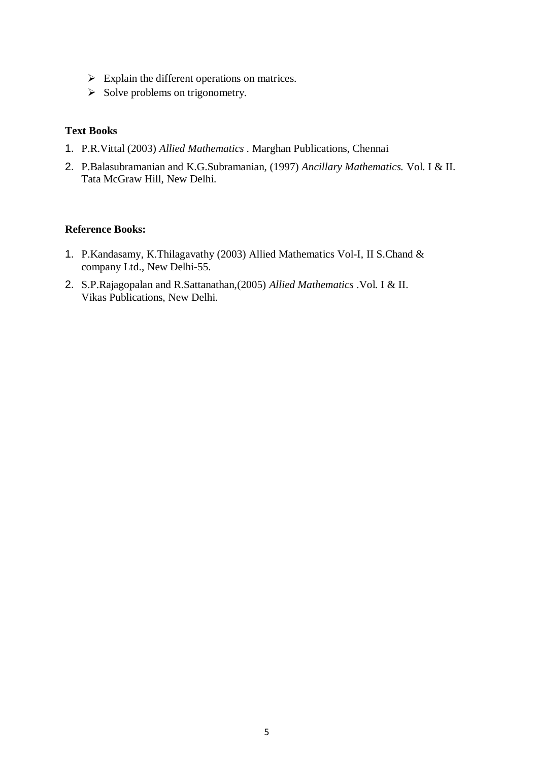- Explain the different operations on matrices.
- Solve problems on trigonometry.

**Text Books**

1. P.R.Vittal (2003) *Allied Mathematics* . Marghan Publications, Chennai
2. P.Balasubramanian and K.G.Subramanian, (1997) *Ancillary Mathematics.* Vol. I & II. Tata McGraw Hill, New Delhi.

**Reference Books:**

1. P.Kandasamy, K.Thilagavathy (2003) Allied Mathematics Vol-I, II S.Chand & company Ltd., New Delhi-55.
2. S.P.Rajagopalan and R.Sattanathan,(2005) *Allied Mathematics* .Vol. I & II. Vikas Publications, New Delhi.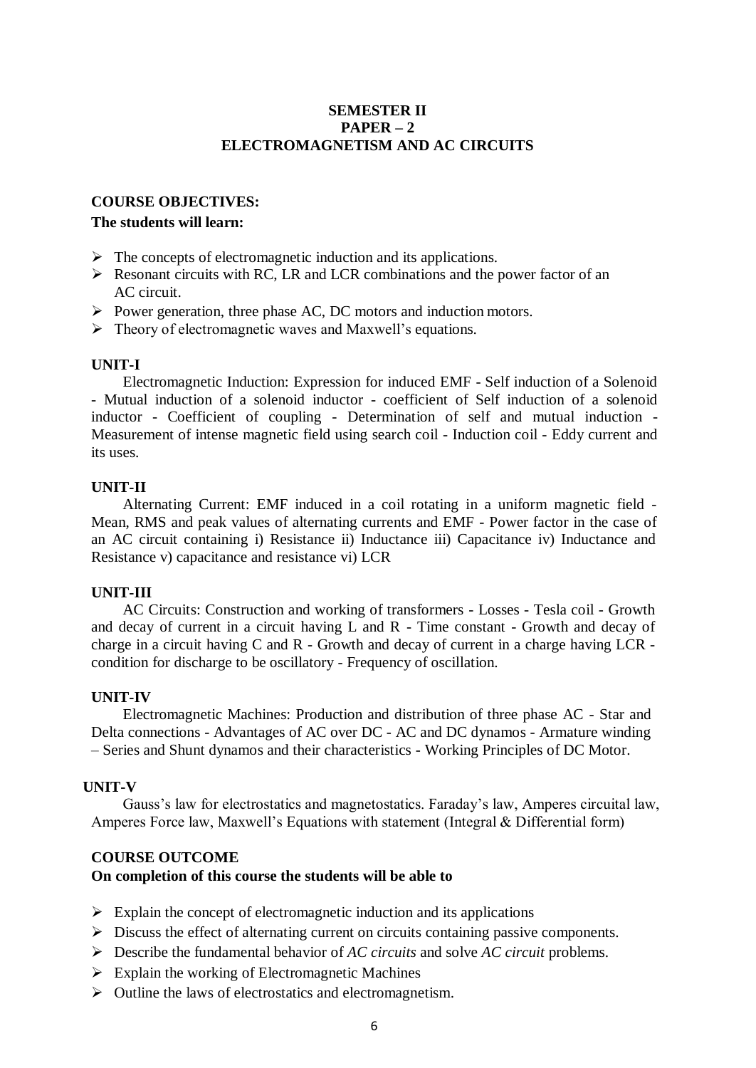# SEMESTER II
# PAPER – 2
# ELECTROMAGNETISM AND AC CIRCUITS

**COURSE OBJECTIVES:**

**The students will learn:**

- The concepts of electromagnetic induction and its applications.
- Resonant circuits with RC, LR and LCR combinations and the power factor of an AC circuit.
- Power generation, three phase AC, DC motors and induction motors.
- Theory of electromagnetic waves and Maxwell's equations.

**UNIT-I**

Electromagnetic Induction: Expression for induced EMF - Self induction of a Solenoid - Mutual induction of a solenoid inductor - coefficient of Self induction of a solenoid inductor - Coefficient of coupling - Determination of self and mutual induction - Measurement of intense magnetic field using search coil - Induction coil - Eddy current and its uses.

**UNIT-II**

Alternating Current: EMF induced in a coil rotating in a uniform magnetic field - Mean, RMS and peak values of alternating currents and EMF - Power factor in the case of an AC circuit containing i) Resistance ii) Inductance iii) Capacitance iv) Inductance and Resistance v) capacitance and resistance vi) LCR

**UNIT-III**

AC Circuits: Construction and working of transformers - Losses - Tesla coil - Growth and decay of current in a circuit having L and R - Time constant - Growth and decay of charge in a circuit having C and R - Growth and decay of current in a charge having LCR - condition for discharge to be oscillatory - Frequency of oscillation.

**UNIT-IV**

Electromagnetic Machines: Production and distribution of three phase AC - Star and Delta connections - Advantages of AC over DC - AC and DC dynamos - Armature winding – Series and Shunt dynamos and their characteristics - Working Principles of DC Motor.

**UNIT-V**

Gauss's law for electrostatics and magnetostatics. Faraday's law, Amperes circuital law, Amperes Force law, Maxwell's Equations with statement (Integral & Differential form)

**COURSE OUTCOME**

**On completion of this course the students will be able to**

- Explain the concept of electromagnetic induction and its applications
- Discuss the effect of alternating current on circuits containing passive components.
- Describe the fundamental behavior of *AC circuits* and solve *AC circuit* problems.
- Explain the working of Electromagnetic Machines
- Outline the laws of electrostatics and electromagnetism.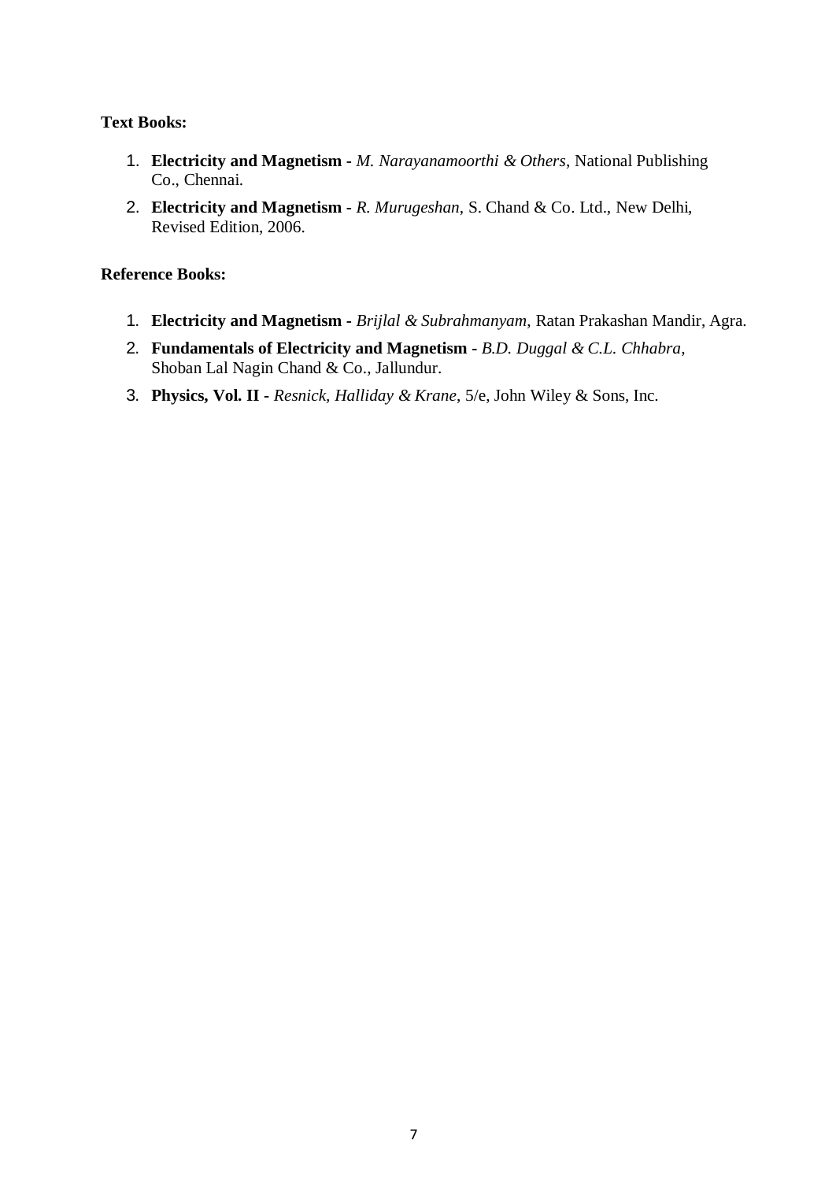**Text Books:**

1. **Electricity and Magnetism** - *M. Narayanamoorthi & Others*, National Publishing Co., Chennai.
2. **Electricity and Magnetism** - *R. Murugeshan*, S. Chand & Co. Ltd., New Delhi, Revised Edition, 2006.

**Reference Books:**

1. **Electricity and Magnetism** - *Brijlal & Subrahmanyam*, Ratan Prakashan Mandir, Agra.
2. **Fundamentals of Electricity and Magnetism** - *B.D. Duggal & C.L. Chhabra*, Shoban Lal Nagin Chand & Co., Jallundur.
3. **Physics, Vol. II** - *Resnick, Halliday & Krane*, 5/e, John Wiley & Sons, Inc.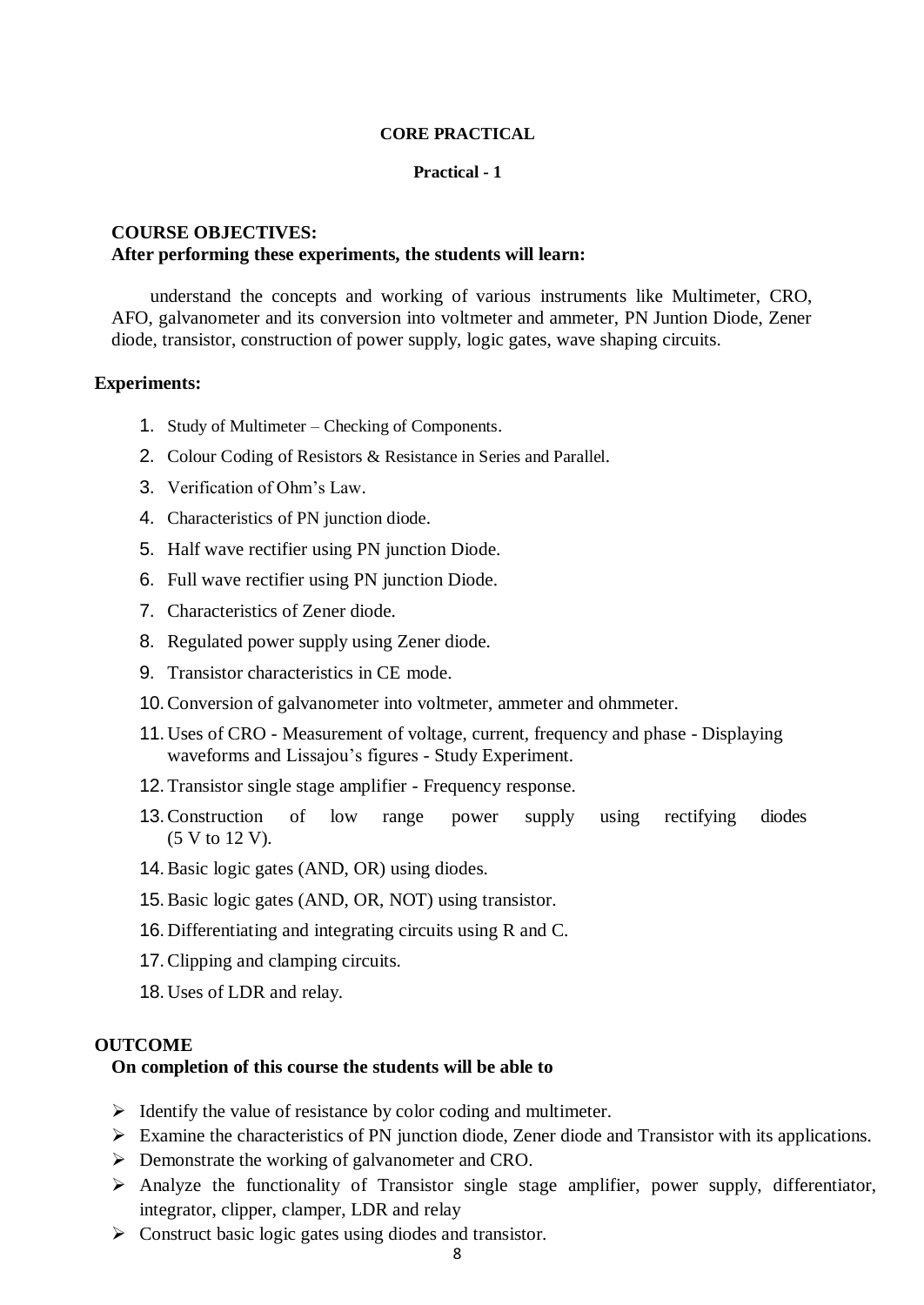**CORE PRACTICAL**

**Practical - 1**

**COURSE OBJECTIVES:**
**After performing these experiments, the students will learn:**

understand the concepts and working of various instruments like Multimeter, CRO, AFO, galvanometer and its conversion into voltmeter and ammeter, PN Juntion Diode, Zener diode, transistor, construction of power supply, logic gates, wave shaping circuits.

**Experiments:**

1. Study of Multimeter – Checking of Components.
2. Colour Coding of Resistors & Resistance in Series and Parallel.
3. Verification of Ohm's Law.
4. Characteristics of PN junction diode.
5. Half wave rectifier using PN junction Diode.
6. Full wave rectifier using PN junction Diode.
7. Characteristics of Zener diode.
8. Regulated power supply using Zener diode.
9. Transistor characteristics in CE mode.
10. Conversion of galvanometer into voltmeter, ammeter and ohmmeter.
11. Uses of CRO - Measurement of voltage, current, frequency and phase - Displaying waveforms and Lissajou's figures - Study Experiment.
12. Transistor single stage amplifier - Frequency response.
13. Construction of low range power supply using rectifying diodes (5 V to 12 V).
14. Basic logic gates (AND, OR) using diodes.
15. Basic logic gates (AND, OR, NOT) using transistor.
16. Differentiating and integrating circuits using R and C.
17. Clipping and clamping circuits.
18. Uses of LDR and relay.

**OUTCOME**
**On completion of this course the students will be able to**

- Identify the value of resistance by color coding and multimeter.
- Examine the characteristics of PN junction diode, Zener diode and Transistor with its applications.
- Demonstrate the working of galvanometer and CRO.
- Analyze the functionality of Transistor single stage amplifier, power supply, differentiator, integrator, clipper, clamper, LDR and relay
- Construct basic logic gates using diodes and transistor.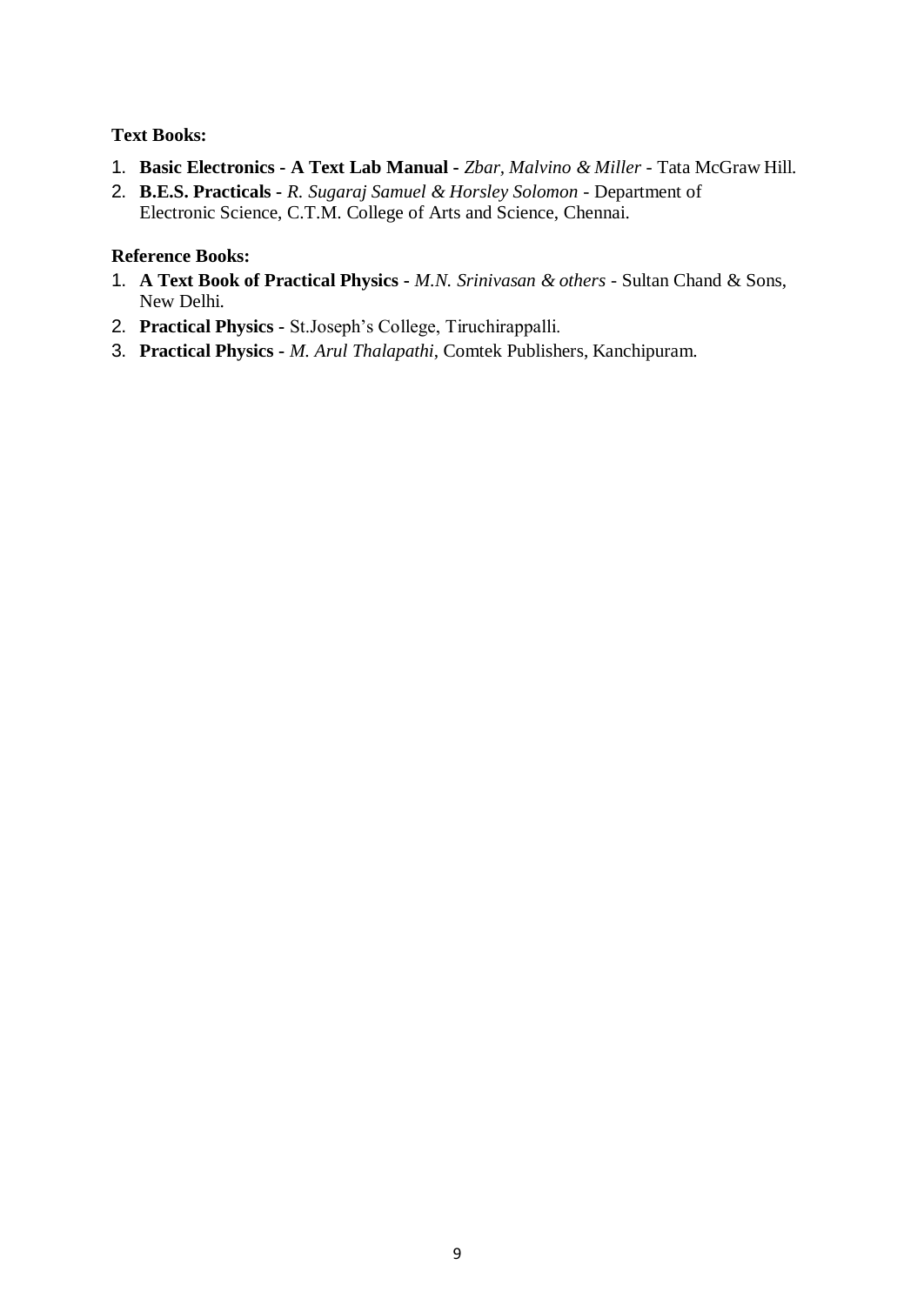**Text Books:**

1. **Basic Electronics - A Text Lab Manual -** *Zbar, Malvino & Miller* - Tata McGraw Hill.
2. **B.E.S. Practicals -** *R. Sugaraj Samuel & Horsley Solomon* - Department of Electronic Science, C.T.M. College of Arts and Science, Chennai.

**Reference Books:**

1. **A Text Book of Practical Physics -** *M.N. Srinivasan & others* - Sultan Chand & Sons, New Delhi.
2. **Practical Physics -** St.Joseph's College, Tiruchirappalli.
3. **Practical Physics -** *M. Arul Thalapathi*, Comtek Publishers, Kanchipuram.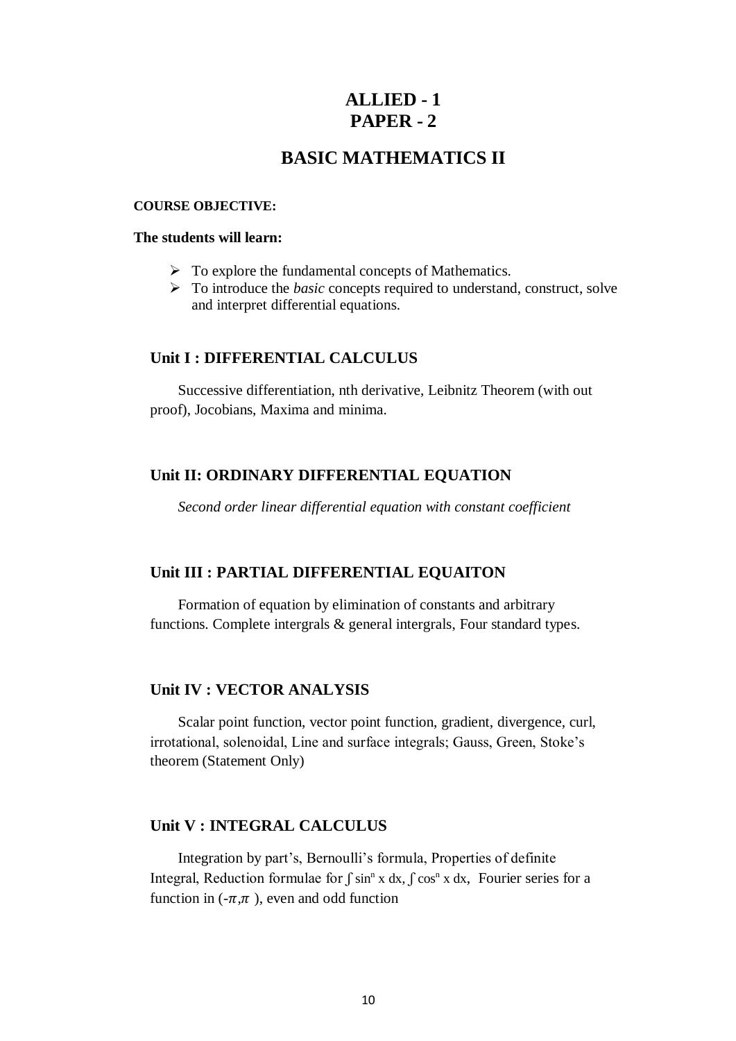# ALLIED - 1
# PAPER - 2

## BASIC MATHEMATICS II

**COURSE OBJECTIVE:**

**The students will learn:**

- To explore the fundamental concepts of Mathematics.
- To introduce the *basic* concepts required to understand, construct, solve and interpret differential equations.

### Unit I : DIFFERENTIAL CALCULUS

Successive differentiation, nth derivative, Leibnitz Theorem (with out proof), Jocobians, Maxima and minima.

### Unit II: ORDINARY DIFFERENTIAL EQUATION

*Second order linear differential equation with constant coefficient*

### Unit III : PARTIAL DIFFERENTIAL EQUAITON

Formation of equation by elimination of constants and arbitrary functions. Complete intergrals & general intergrals, Four standard types.

### Unit IV : VECTOR ANALYSIS

Scalar point function, vector point function, gradient, divergence, curl, irrotational, solenoidal, Line and surface integrals; Gauss, Green, Stoke's theorem (Statement Only)

### Unit V : INTEGRAL CALCULUS

Integration by part's, Bernoulli's formula, Properties of definite Integral, Reduction formulae for $\int \sin^n x \, dx$, $\int \cos^n x \, dx$, Fourier series for a function in $(-\pi, \pi)$, even and odd function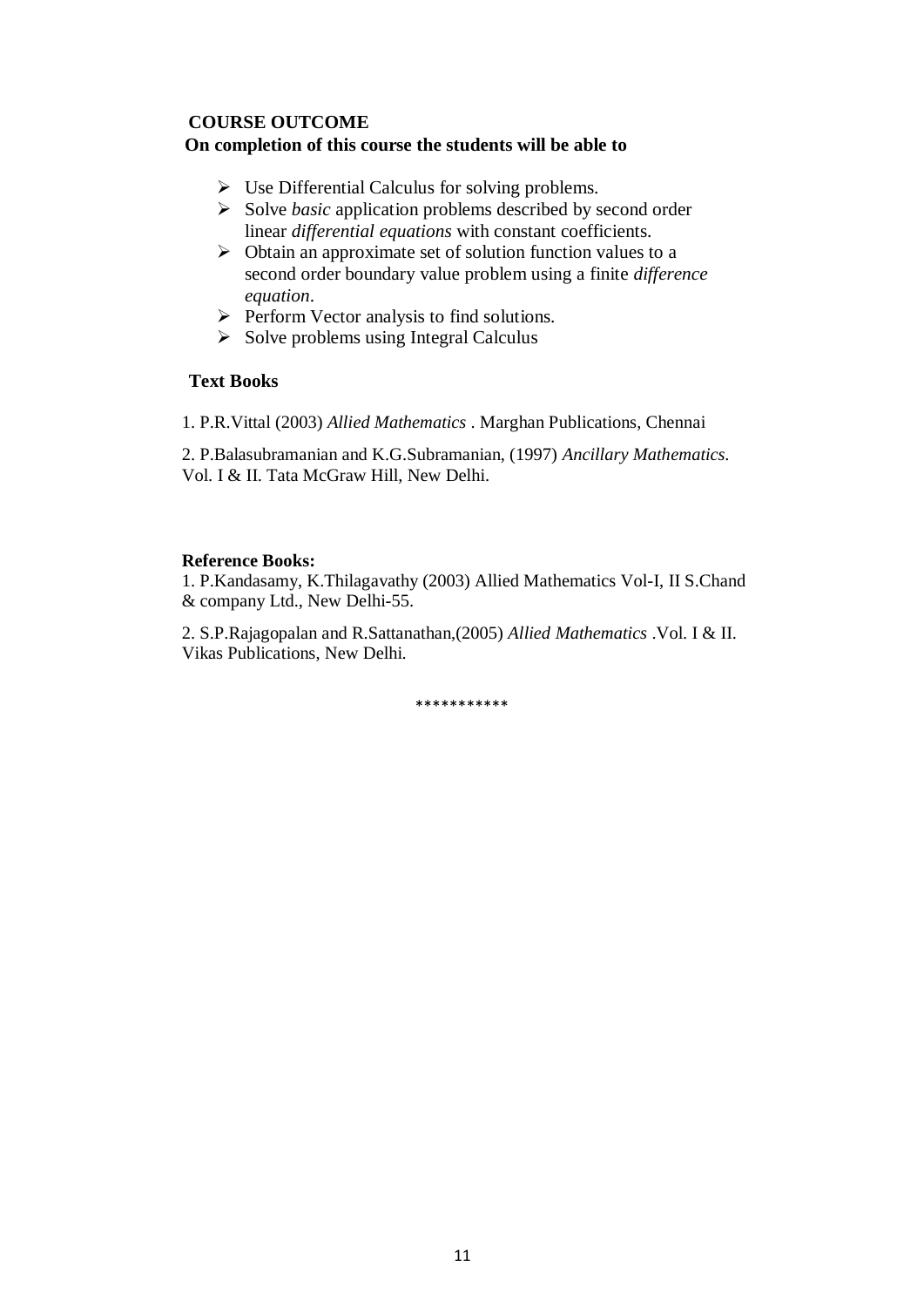**COURSE OUTCOME**

**On completion of this course the students will be able to**

- Use Differential Calculus for solving problems.
- Solve *basic* application problems described by second order linear *differential equations* with constant coefficients.
- Obtain an approximate set of solution function values to a second order boundary value problem using a finite *difference equation*.
- Perform Vector analysis to find solutions.
- Solve problems using Integral Calculus

**Text Books**

1. P.R.Vittal (2003) *Allied Mathematics* . Marghan Publications, Chennai

2. P.Balasubramanian and K.G.Subramanian, (1997) *Ancillary Mathematics*. Vol. I & II. Tata McGraw Hill, New Delhi.

**Reference Books:**

1. P.Kandasamy, K.Thilagavathy (2003) Allied Mathematics Vol-I, II S.Chand & company Ltd., New Delhi-55.

2. S.P.Rajagopalan and R.Sattanathan,(2005) *Allied Mathematics* .Vol. I & II. Vikas Publications, New Delhi.

***********